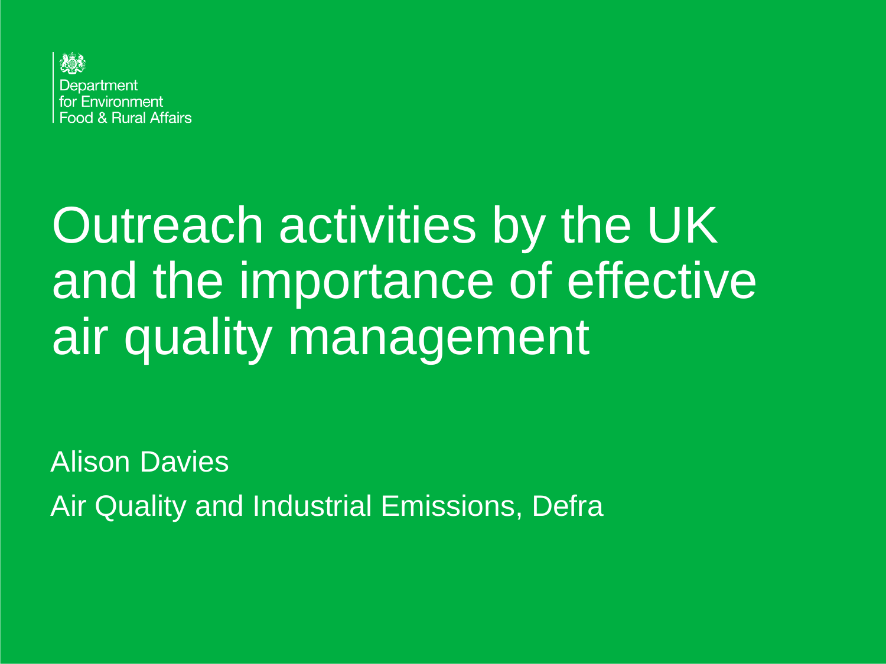Department
for Environment
Food & Rural Affairs

# Outreach activities by the UK and the importance of effective air quality management

Alison Davies

Air Quality and Industrial Emissions, Defra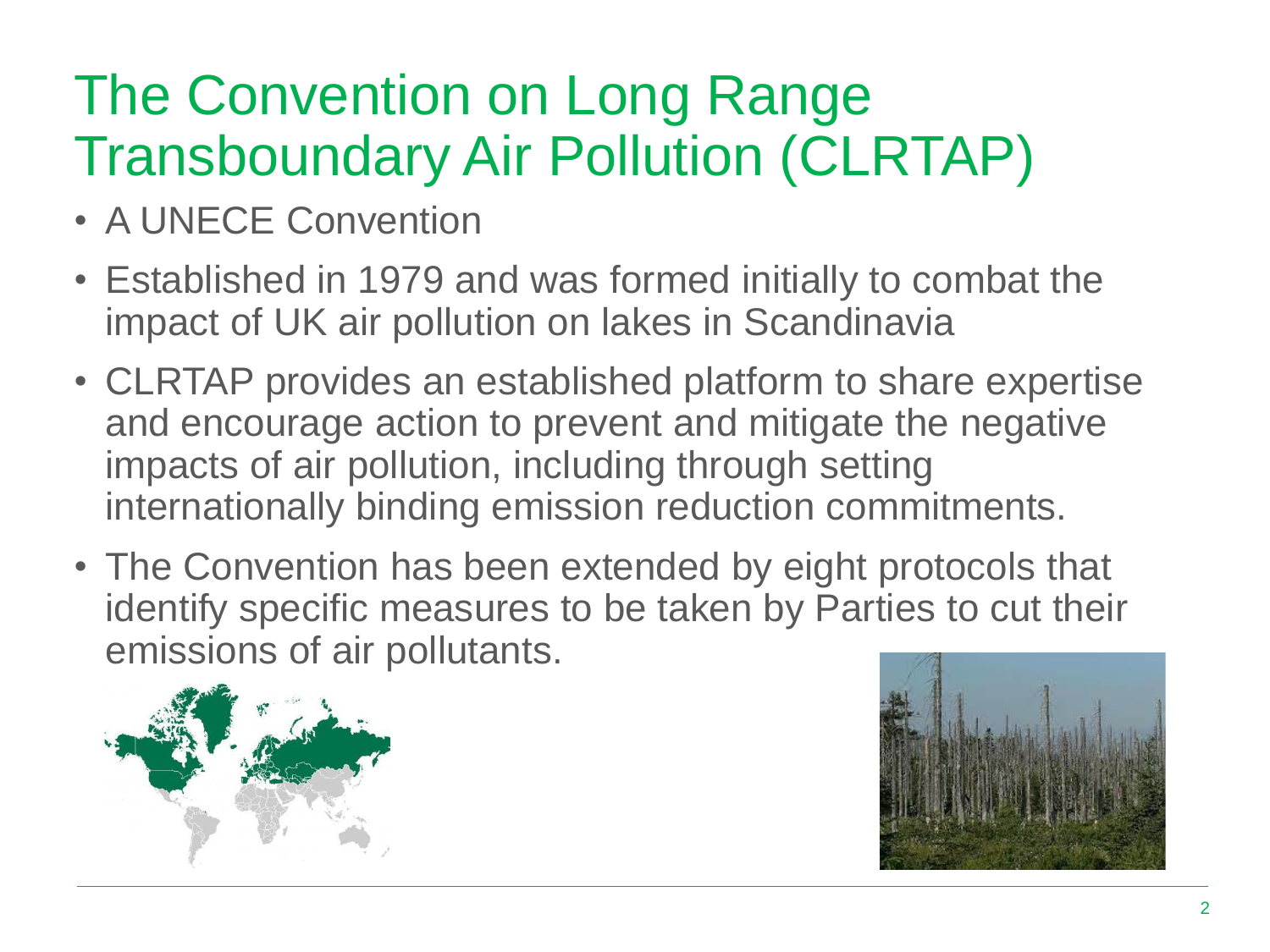# The Convention on Long Range Transboundary Air Pollution (CLRTAP)

- A UNECE Convention
- Established in 1979 and was formed initially to combat the impact of UK air pollution on lakes in Scandinavia
- CLRTAP provides an established platform to share expertise and encourage action to prevent and mitigate the negative impacts of air pollution, including through setting internationally binding emission reduction commitments.
- The Convention has been extended by eight protocols that identify specific measures to be taken by Parties to cut their emissions of air pollutants.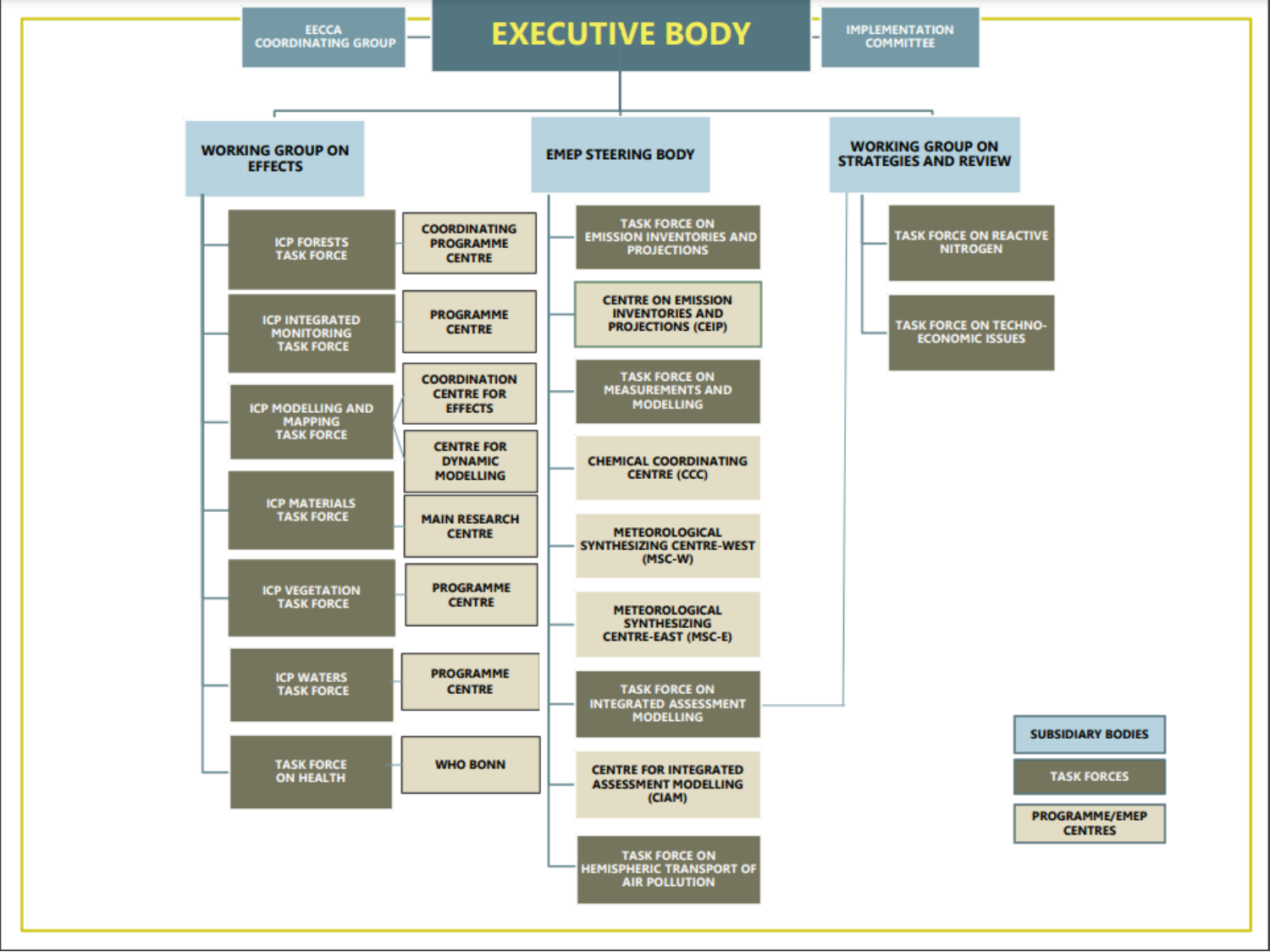# EXECUTIVE BODY

- EECCA COORDINATING GROUP
- IMPLEMENTATION COMMITTEE

## WORKING GROUP ON EFFECTS

| Task forces | Programme/EMEP centres |
| --- | --- |
| ICP FORESTS TASK FORCE | COORDINATING PROGRAMME CENTRE |
| ICP INTEGRATED MONITORING TASK FORCE | PROGRAMME CENTRE |
| ICP MODELLING AND MAPPING TASK FORCE | COORDINATION CENTRE FOR EFFECTS |
| | CENTRE FOR DYNAMIC MODELLING |
| ICP MATERIALS TASK FORCE | MAIN RESEARCH CENTRE |
| ICP VEGETATION TASK FORCE | PROGRAMME CENTRE |
| ICP WATERS TASK FORCE | PROGRAMME CENTRE |
| TASK FORCE ON HEALTH | WHO BONN |

## EMEP STEERING BODY

- TASK FORCE ON EMISSION INVENTORIES AND PROJECTIONS
- CENTRE ON EMISSION INVENTORIES AND PROJECTIONS (CEIP)
- TASK FORCE ON MEASUREMENTS AND MODELLING
- CHEMICAL COORDINATING CENTRE (CCC)
- METEOROLOGICAL SYNTHESIZING CENTRE-WEST (MSC-W)
- METEOROLOGICAL SYNTHESIZING CENTRE-EAST (MSC-E)
- TASK FORCE ON INTEGRATED ASSESSMENT MODELLING
- CENTRE FOR INTEGRATED ASSESSMENT MODELLING (CIAM)
- TASK FORCE ON HEMISPHERIC TRANSPORT OF AIR POLLUTION

## WORKING GROUP ON STRATEGIES AND REVIEW

- TASK FORCE ON REACTIVE NITROGEN
- TASK FORCE ON TECHNO-ECONOMIC ISSUES
- TASK FORCE ON INTEGRATED ASSESSMENT MODELLING

**Legend:**

- SUBSIDIARY BODIES
- TASK FORCES
- PROGRAMME/EMEP CENTRES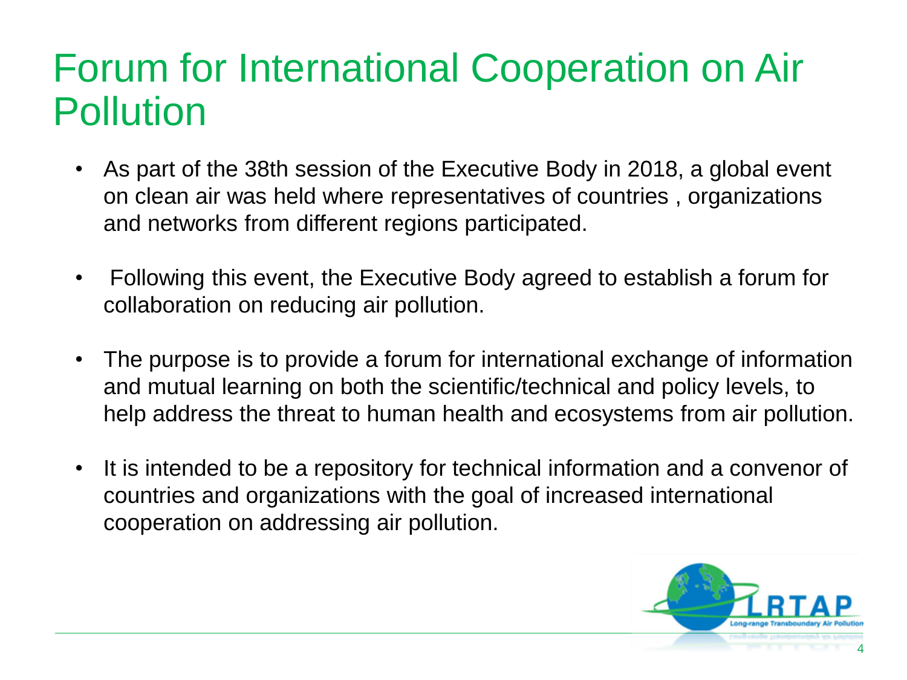# Forum for International Cooperation on Air Pollution

- As part of the 38th session of the Executive Body in 2018, a global event on clean air was held where representatives of countries , organizations and networks from different regions participated.
- Following this event, the Executive Body agreed to establish a forum for collaboration on reducing air pollution.
- The purpose is to provide a forum for international exchange of information and mutual learning on both the scientific/technical and policy levels, to help address the threat to human health and ecosystems from air pollution.
- It is intended to be a repository for technical information and a convenor of countries and organizations with the goal of increased international cooperation on addressing air pollution.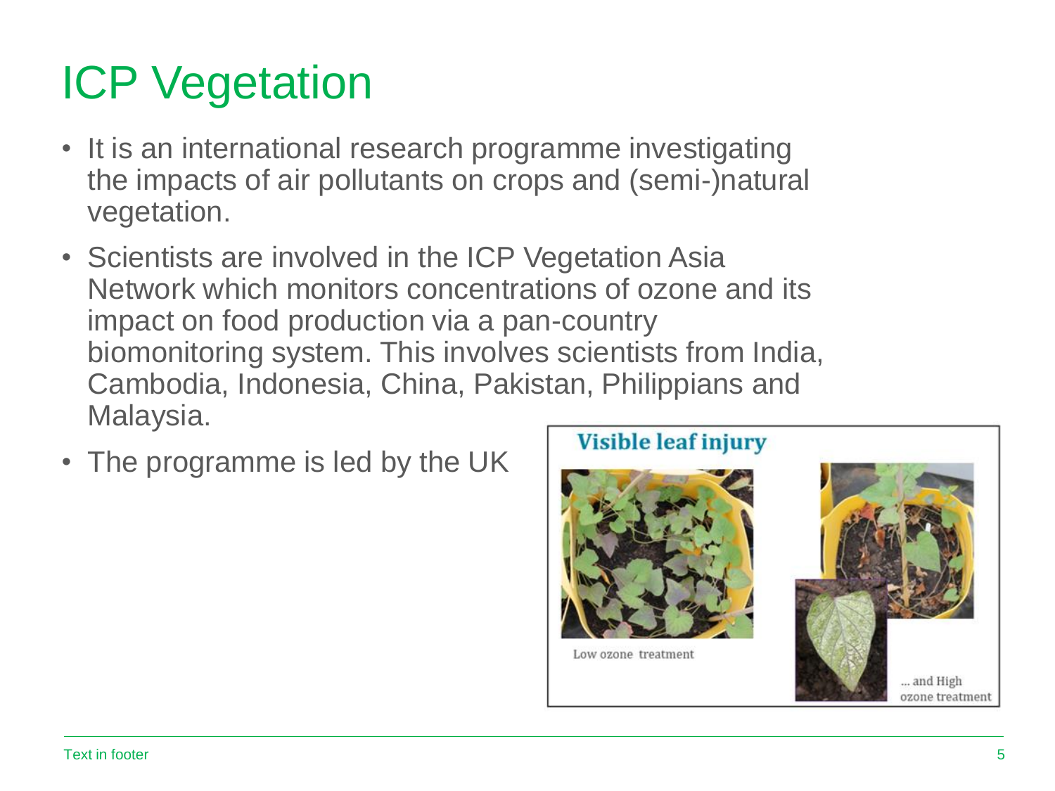# ICP Vegetation

- It is an international research programme investigating the impacts of air pollutants on crops and (semi-)natural vegetation.
- Scientists are involved in the ICP Vegetation Asia Network which monitors concentrations of ozone and its impact on food production via a pan-country biomonitoring system. This involves scientists from India, Cambodia, Indonesia, China, Pakistan, Philippians and Malaysia.
- The programme is led by the UK

**Visible leaf injury**

Low ozone treatment

... and High ozone treatment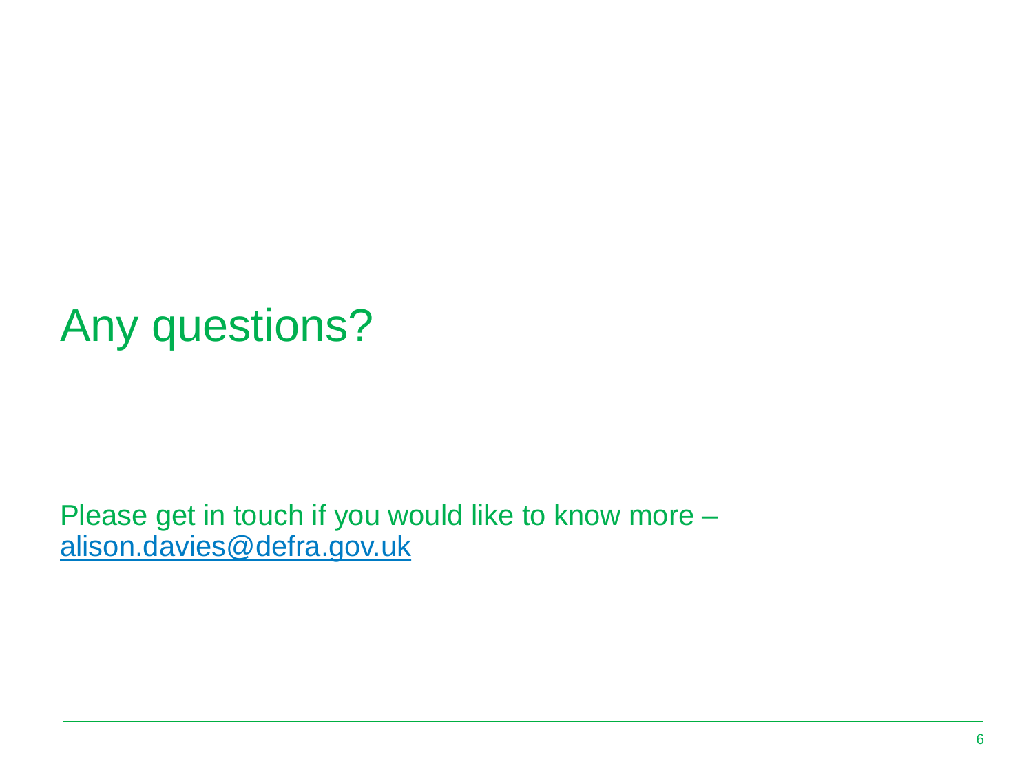# Any questions?

Please get in touch if you would like to know more – alison.davies@defra.gov.uk